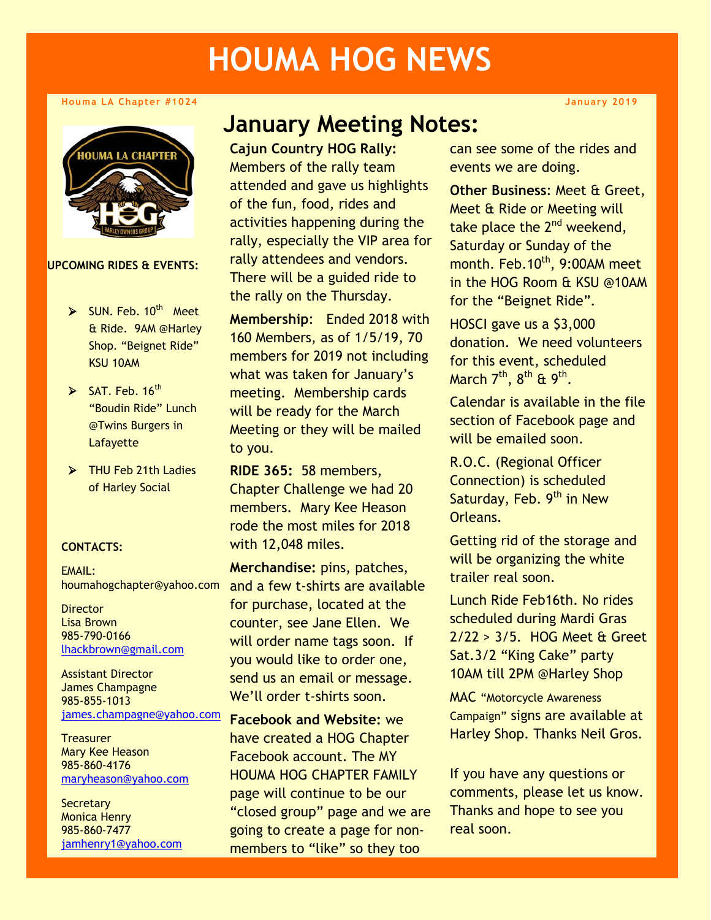# HOUMA HOG NEWS

Houma LA Chapter #1024

January 2019

**UPCOMING RIDES & EVENTS:**

- SUN. Feb. 10th Meet & Ride. 9AM @Harley Shop. "Beignet Ride" KSU 10AM
- SAT. Feb. 16th "Boudin Ride" Lunch @Twins Burgers in Lafayette
- THU Feb 21th Ladies of Harley Social

**CONTACTS:**

EMAIL: houmahogchapter@yahoo.com

Director
Lisa Brown
985-790-0166
lhackbrown@gmail.com

Assistant Director
James Champagne
985-855-1013
james.champagne@yahoo.com

Treasurer
Mary Kee Heason
985-860-4176
maryheason@yahoo.com

Secretary
Monica Henry
985-860-7477
jamhenry1@yahoo.com

## January Meeting Notes:

**Cajun Country HOG Rally:** Members of the rally team attended and gave us highlights of the fun, food, rides and activities happening during the rally, especially the VIP area for rally attendees and vendors. There will be a guided ride to the rally on the Thursday.

**Membership**: Ended 2018 with 160 Members, as of 1/5/19, 70 members for 2019 not including what was taken for January's meeting. Membership cards will be ready for the March Meeting or they will be mailed to you.

**RIDE 365:** 58 members, Chapter Challenge we had 20 members. Mary Kee Heason rode the most miles for 2018 with 12,048 miles.

**Merchandise:** pins, patches, and a few t-shirts are available for purchase, located at the counter, see Jane Ellen. We will order name tags soon. If you would like to order one, send us an email or message. We'll order t-shirts soon.

**Facebook and Website:** we have created a HOG Chapter Facebook account. The MY HOUMA HOG CHAPTER FAMILY page will continue to be our "closed group" page and we are going to create a page for non-members to "like" so they too can see some of the rides and events we are doing.

**Other Business**: Meet & Greet, Meet & Ride or Meeting will take place the 2nd weekend, Saturday or Sunday of the month. Feb.10th, 9:00AM meet in the HOG Room & KSU @10AM for the "Beignet Ride".

HOSCI gave us a $3,000 donation. We need volunteers for this event, scheduled March 7th, 8th & 9th.

Calendar is available in the file section of Facebook page and will be emailed soon.

R.O.C. (Regional Officer Connection) is scheduled Saturday, Feb. 9th in New Orleans.

Getting rid of the storage and will be organizing the white trailer real soon.

Lunch Ride Feb16th. No rides scheduled during Mardi Gras 2/22 > 3/5. HOG Meet & Greet Sat.3/2 "King Cake" party 10AM till 2PM @Harley Shop

MAC "Motorcycle Awareness Campaign" signs are available at Harley Shop. Thanks Neil Gros.

If you have any questions or comments, please let us know. Thanks and hope to see you real soon.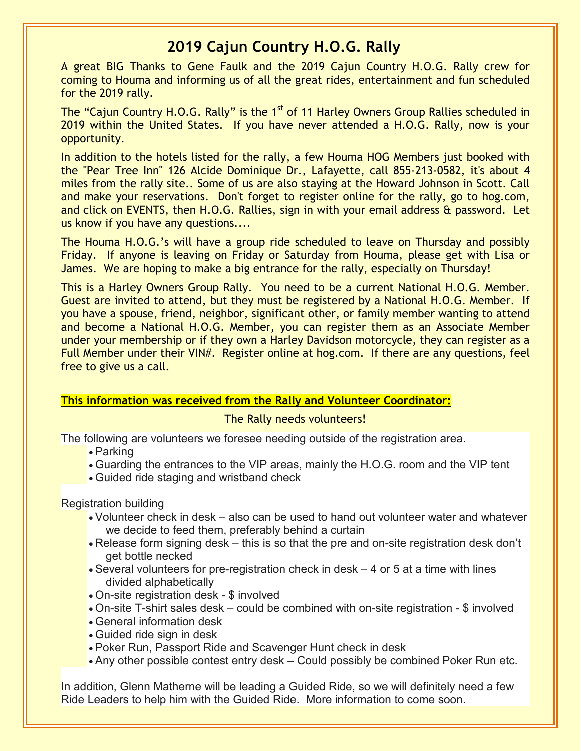# 2019 Cajun Country H.O.G. Rally

A great BIG Thanks to Gene Faulk and the 2019 Cajun Country H.O.G. Rally crew for coming to Houma and informing us of all the great rides, entertainment and fun scheduled for the 2019 rally.

The "Cajun Country H.O.G. Rally" is the 1st of 11 Harley Owners Group Rallies scheduled in 2019 within the United States. If you have never attended a H.O.G. Rally, now is your opportunity.

In addition to the hotels listed for the rally, a few Houma HOG Members just booked with the "Pear Tree Inn" 126 Alcide Dominique Dr., Lafayette, call 855-213-0582, it's about 4 miles from the rally site.. Some of us are also staying at the Howard Johnson in Scott. Call and make your reservations. Don't forget to register online for the rally, go to hog.com, and click on EVENTS, then H.O.G. Rallies, sign in with your email address & password. Let us know if you have any questions....

The Houma H.O.G.'s will have a group ride scheduled to leave on Thursday and possibly Friday. If anyone is leaving on Friday or Saturday from Houma, please get with Lisa or James. We are hoping to make a big entrance for the rally, especially on Thursday!

This is a Harley Owners Group Rally. You need to be a current National H.O.G. Member. Guest are invited to attend, but they must be registered by a National H.O.G. Member. If you have a spouse, friend, neighbor, significant other, or family member wanting to attend and become a National H.O.G. Member, you can register them as an Associate Member under your membership or if they own a Harley Davidson motorcycle, they can register as a Full Member under their VIN#. Register online at hog.com. If there are any questions, feel free to give us a call.

**This information was received from the Rally and Volunteer Coordinator:**

The Rally needs volunteers!

The following are volunteers we foresee needing outside of the registration area.

- Parking
- Guarding the entrances to the VIP areas, mainly the H.O.G. room and the VIP tent
- Guided ride staging and wristband check

Registration building

- Volunteer check in desk – also can be used to hand out volunteer water and whatever we decide to feed them, preferably behind a curtain
- Release form signing desk – this is so that the pre and on-site registration desk don't get bottle necked
- Several volunteers for pre-registration check in desk – 4 or 5 at a time with lines divided alphabetically
- On-site registration desk - $ involved
- On-site T-shirt sales desk – could be combined with on-site registration - $ involved
- General information desk
- Guided ride sign in desk
- Poker Run, Passport Ride and Scavenger Hunt check in desk
- Any other possible contest entry desk – Could possibly be combined Poker Run etc.

In addition, Glenn Matherne will be leading a Guided Ride, so we will definitely need a few Ride Leaders to help him with the Guided Ride. More information to come soon.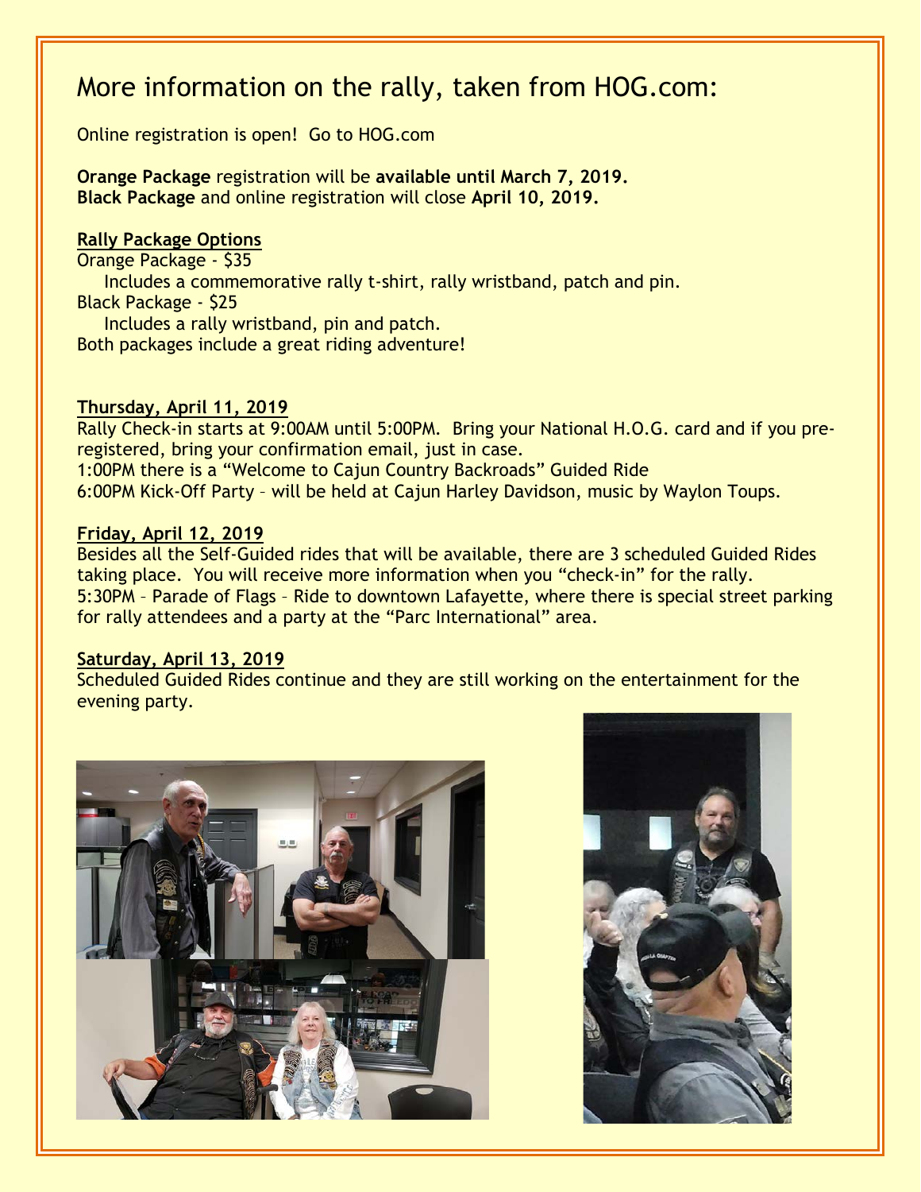# More information on the rally, taken from HOG.com:

Online registration is open! Go to HOG.com

**Orange Package** registration will be **available until March 7, 2019.**
**Black Package** and online registration will close **April 10, 2019.**

**Rally Package Options**

Orange Package - $35
 Includes a commemorative rally t-shirt, rally wristband, patch and pin.
Black Package - $25
 Includes a rally wristband, pin and patch.
Both packages include a great riding adventure!

**Thursday, April 11, 2019**

Rally Check-in starts at 9:00AM until 5:00PM. Bring your National H.O.G. card and if you pre-registered, bring your confirmation email, just in case.
1:00PM there is a "Welcome to Cajun Country Backroads" Guided Ride
6:00PM Kick-Off Party – will be held at Cajun Harley Davidson, music by Waylon Toups.

**Friday, April 12, 2019**

Besides all the Self-Guided rides that will be available, there are 3 scheduled Guided Rides taking place. You will receive more information when you "check-in" for the rally.
5:30PM – Parade of Flags – Ride to downtown Lafayette, where there is special street parking for rally attendees and a party at the "Parc International" area.

**Saturday, April 13, 2019**

Scheduled Guided Rides continue and they are still working on the entertainment for the evening party.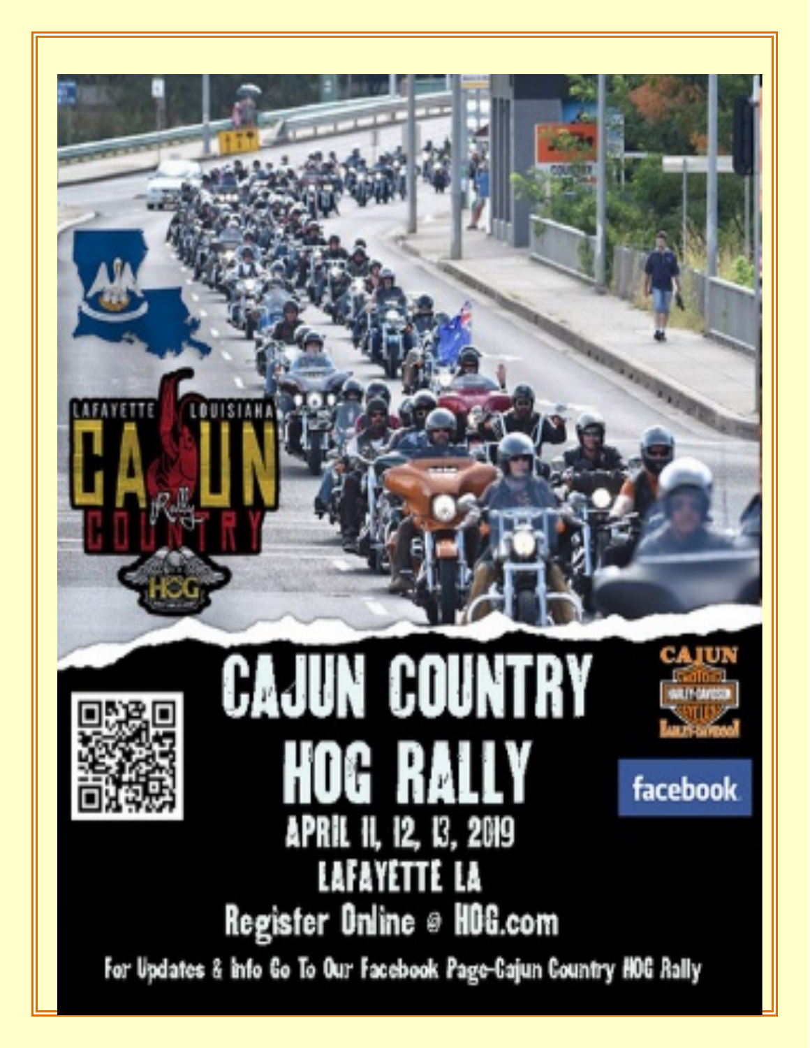# CAJUN COUNTRY HOG RALLY

**APRIL 11, 12, 13, 2019**

**LAFAYETTE LA**

**Register Online @ HOG.com**

For Updates & Info Go To Our Facebook Page-Cajun Country HOG Rally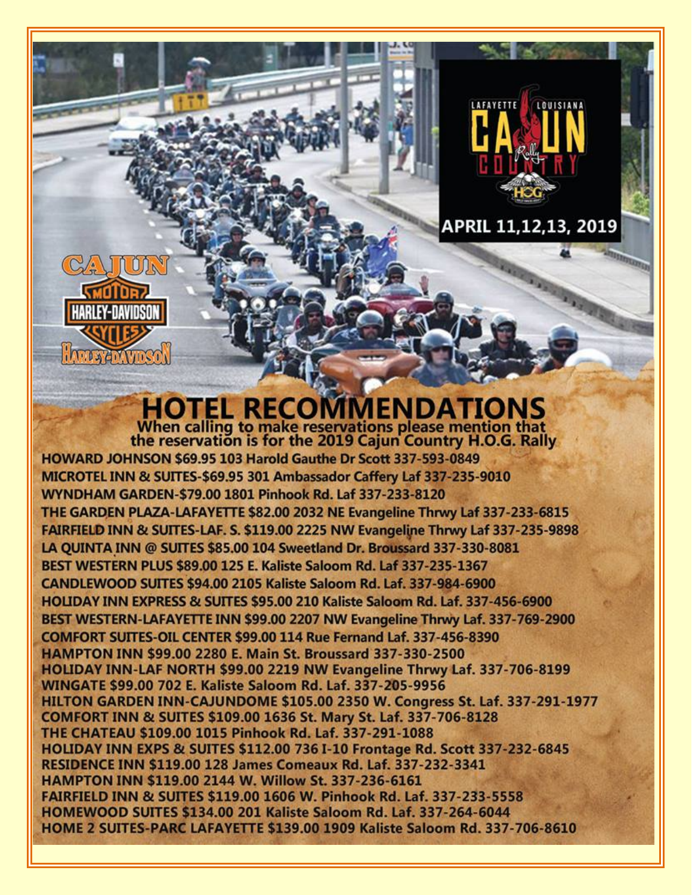LAFAYETTE LOUISIANA CAJUN COUNTRY Rally

APRIL 11,12,13, 2019

CAJUN HARLEY-DAVIDSON

# HOTEL RECOMMENDATIONS

**When calling to make reservations please mention that the reservation is for the 2019 Cajun Country H.O.G. Rally**

**HOWARD JOHNSON $69.95 103 Harold Gauthe Dr Scott 337-593-0849**
**MICROTEL INN & SUITES-$69.95 301 Ambassador Caffery Laf 337-235-9010**
**WYNDHAM GARDEN-$79.00 1801 Pinhook Rd. Laf 337-233-8120**
**THE GARDEN PLAZA-LAFAYETTE $82.00 2032 NE Evangeline Thrwy Laf 337-233-6815**
**FAIRFIELD INN & SUITES-LAF. S. $119.00 2225 NW Evangeline Thrwy Laf 337-235-9898**
**LA QUINTA INN @ SUITES $85.00 104 Sweetland Dr. Broussard 337-330-8081**
**BEST WESTERN PLUS $89.00 125 E. Kaliste Saloom Rd. Laf 337-235-1367**
**CANDLEWOOD SUITES $94.00 2105 Kaliste Saloom Rd. Laf. 337-984-6900**
**HOLIDAY INN EXPRESS & SUITES $95.00 210 Kaliste Saloom Rd. Laf. 337-456-6900**
**BEST WESTERN-LAFAYETTE INN $99.00 2207 NW Evangeline Thrwy Laf. 337-769-2900**
**COMFORT SUITES-OIL CENTER $99.00 114 Rue Fernand Laf. 337-456-8390**
**HAMPTON INN $99.00 2280 E. Main St. Broussard 337-330-2500**
**HOLIDAY INN-LAF NORTH $99.00 2219 NW Evangeline Thrwy Laf. 337-706-8199**
**WINGATE $99.00 702 E. Kaliste Saloom Rd. Laf. 337-205-9956**
**HILTON GARDEN INN-CAJUNDOME $105.00 2350 W. Congress St. Laf. 337-291-1977**
**COMFORT INN & SUITES $109.00 1636 St. Mary St. Laf. 337-706-8128**
**THE CHATEAU $109.00 1015 Pinhook Rd. Laf. 337-291-1088**
**HOLIDAY INN EXPS & SUITES $112.00 736 I-10 Frontage Rd. Scott 337-232-6845**
**RESIDENCE INN $119.00 128 James Comeaux Rd. Laf. 337-232-3341**
**HAMPTON INN $119.00 2144 W. Willow St. 337-236-6161**
**FAIRFIELD INN & SUITES $119.00 1606 W. Pinhook Rd. Laf. 337-233-5558**
**HOMEWOOD SUITES $134.00 201 Kaliste Saloom Rd. Laf. 337-264-6044**
**HOME 2 SUITES-PARC LAFAYETTE $139.00 1909 Kaliste Saloom Rd. 337-706-8610**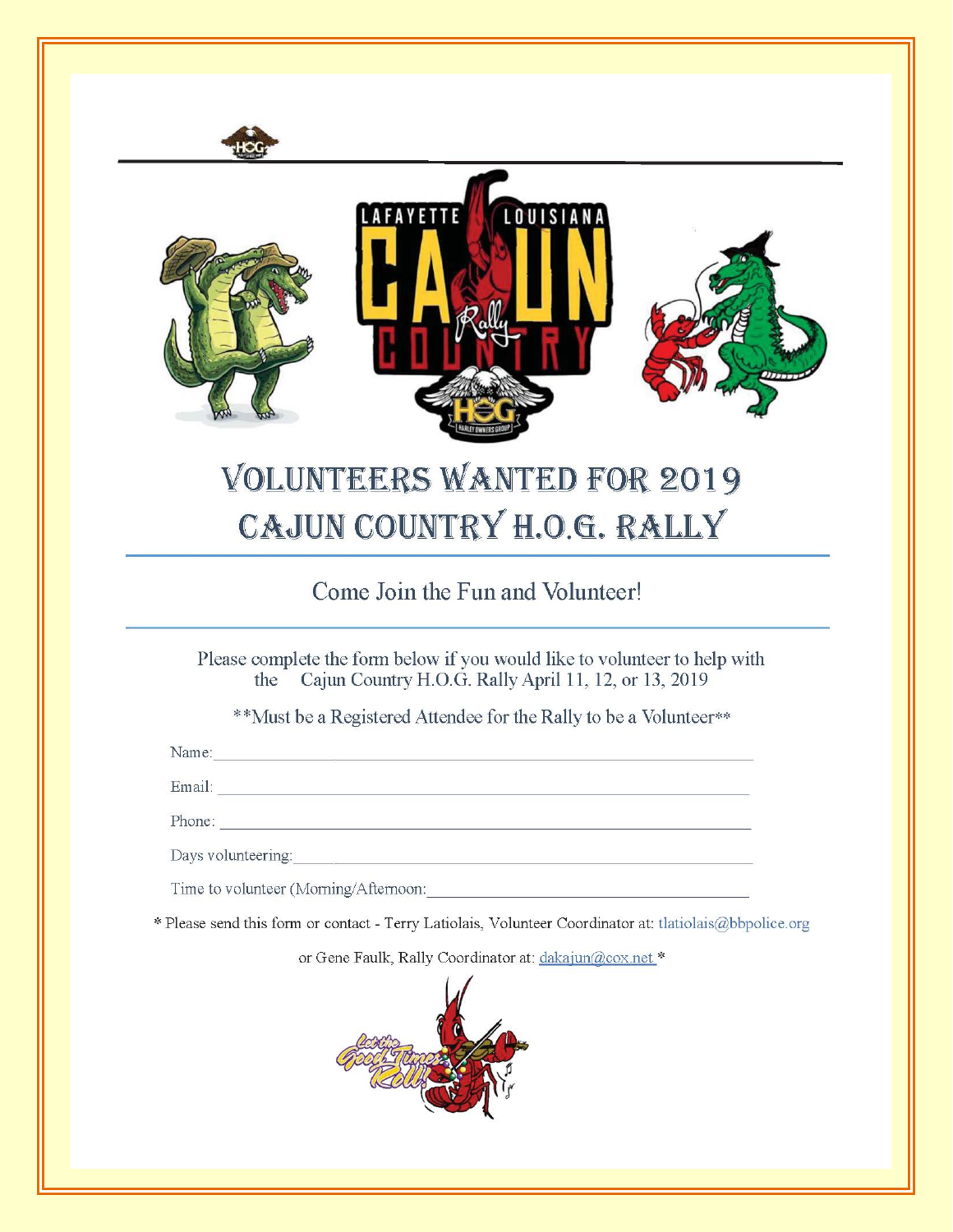# VOLUNTEERS WANTED FOR 2019 CAJUN COUNTRY H.O.G. RALLY

## Come Join the Fun and Volunteer!

Please complete the form below if you would like to volunteer to help with the Cajun Country H.O.G. Rally April 11, 12, or 13, 2019

**Must be a Registered Attendee for the Rally to be a Volunteer**

Name: ____________________________________________

Email: ____________________________________________

Phone: ____________________________________________

Days volunteering: ____________________________________________

Time to volunteer (Morning/Afternoon: ____________________________________________

* Please send this form or contact - Terry Latiolais, Volunteer Coordinator at: tlatiolais@bbpolice.org

or Gene Faulk, Rally Coordinator at: dakajun@cox.net *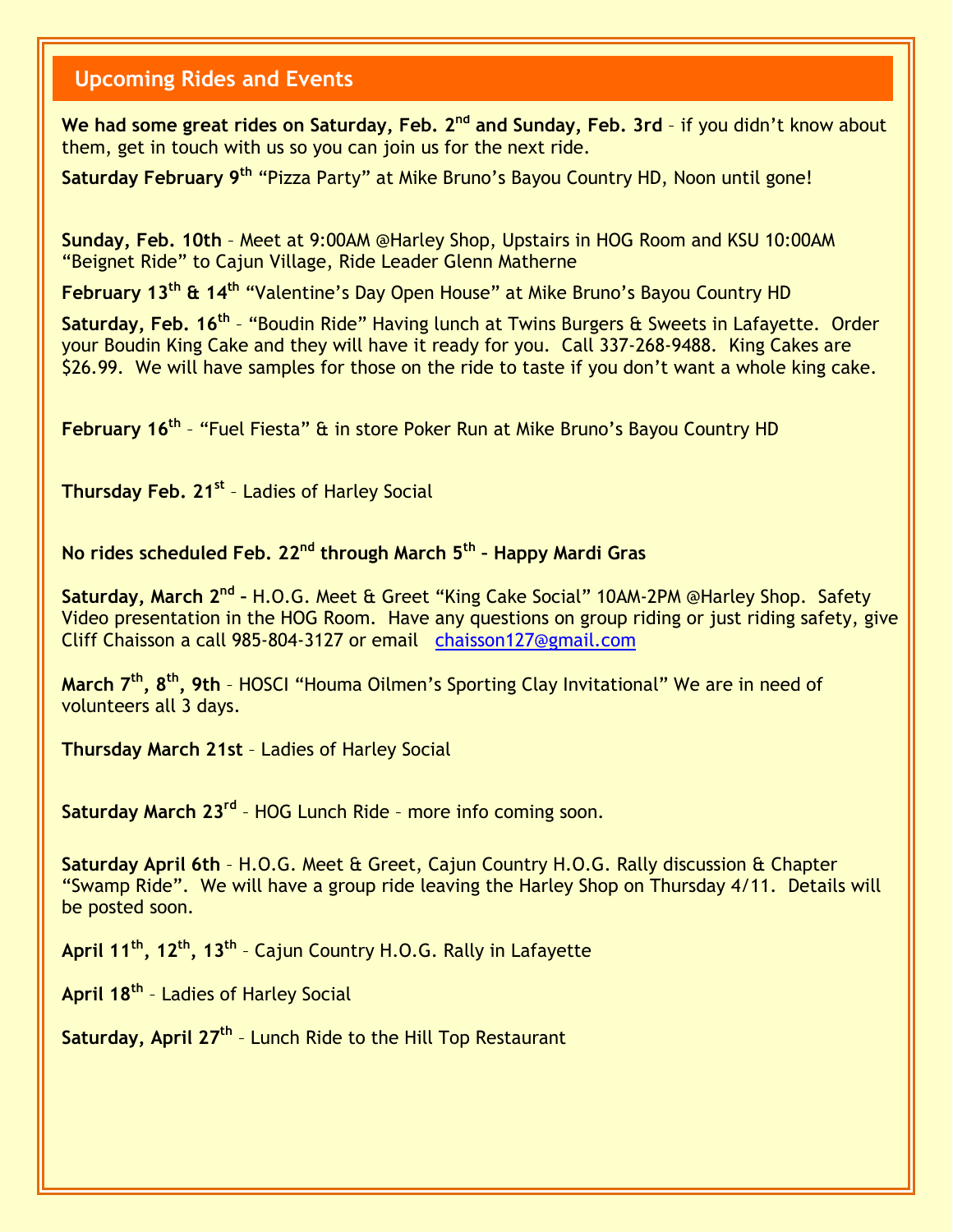## Upcoming Rides and Events

**We had some great rides on Saturday, Feb. 2nd and Sunday, Feb. 3rd** – if you didn't know about them, get in touch with us so you can join us for the next ride.

**Saturday February 9th** "Pizza Party" at Mike Bruno's Bayou Country HD, Noon until gone!

**Sunday, Feb. 10th** – Meet at 9:00AM @Harley Shop, Upstairs in HOG Room and KSU 10:00AM "Beignet Ride" to Cajun Village, Ride Leader Glenn Matherne

**February 13th & 14th** "Valentine's Day Open House" at Mike Bruno's Bayou Country HD

**Saturday, Feb. 16th** – "Boudin Ride" Having lunch at Twins Burgers & Sweets in Lafayette. Order your Boudin King Cake and they will have it ready for you. Call 337-268-9488. King Cakes are $26.99. We will have samples for those on the ride to taste if you don't want a whole king cake.

**February 16th** – "Fuel Fiesta" & in store Poker Run at Mike Bruno's Bayou Country HD

**Thursday Feb. 21st** – Ladies of Harley Social

**No rides scheduled Feb. 22nd through March 5th – Happy Mardi Gras**

**Saturday, March 2nd** – H.O.G. Meet & Greet "King Cake Social" 10AM-2PM @Harley Shop. Safety Video presentation in the HOG Room. Have any questions on group riding or just riding safety, give Cliff Chaisson a call 985-804-3127 or email chaisson127@gmail.com

**March 7th, 8th, 9th** – HOSCI "Houma Oilmen's Sporting Clay Invitational" We are in need of volunteers all 3 days.

**Thursday March 21st** – Ladies of Harley Social

**Saturday March 23rd** – HOG Lunch Ride – more info coming soon.

**Saturday April 6th** – H.O.G. Meet & Greet, Cajun Country H.O.G. Rally discussion & Chapter "Swamp Ride". We will have a group ride leaving the Harley Shop on Thursday 4/11. Details will be posted soon.

**April 11th, 12th, 13th** – Cajun Country H.O.G. Rally in Lafayette

**April 18th** – Ladies of Harley Social

**Saturday, April 27th** – Lunch Ride to the Hill Top Restaurant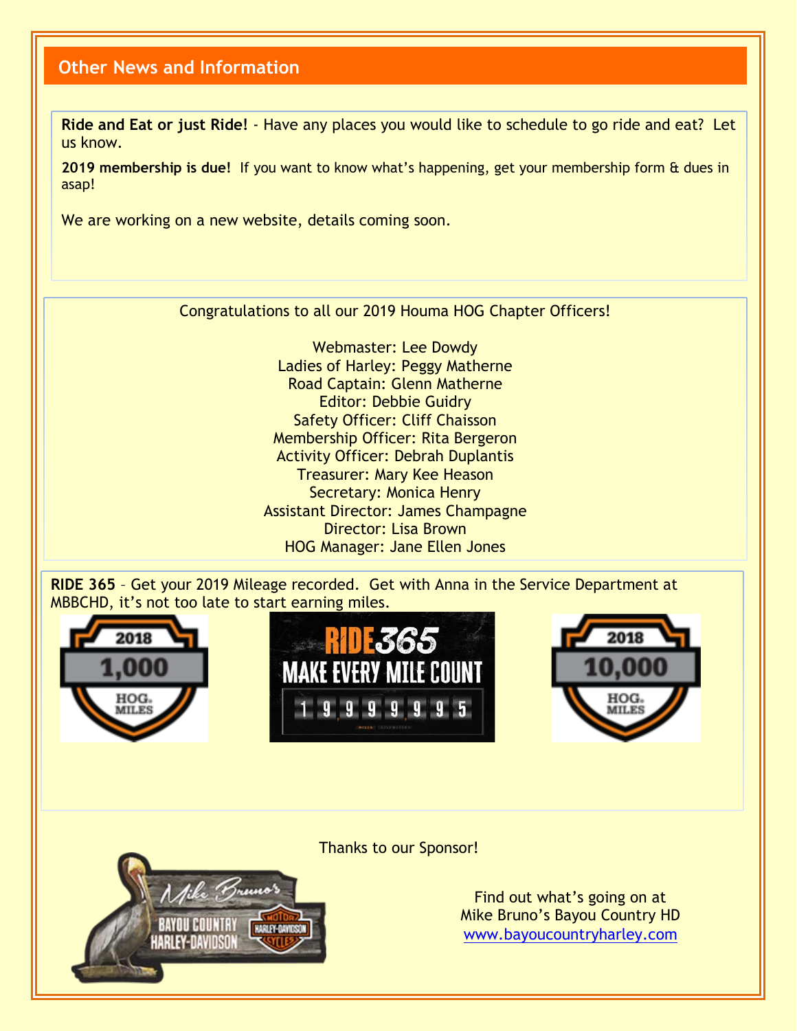## Other News and Information

**Ride and Eat or just Ride!** - Have any places you would like to schedule to go ride and eat? Let us know.

**2019 membership is due!** If you want to know what's happening, get your membership form & dues in asap!

We are working on a new website, details coming soon.

Congratulations to all our 2019 Houma HOG Chapter Officers!

Webmaster: Lee Dowdy
Ladies of Harley: Peggy Matherne
Road Captain: Glenn Matherne
Editor: Debbie Guidry
Safety Officer: Cliff Chaisson
Membership Officer: Rita Bergeron
Activity Officer: Debrah Duplantis
Treasurer: Mary Kee Heason
Secretary: Monica Henry
Assistant Director: James Champagne
Director: Lisa Brown
HOG Manager: Jane Ellen Jones

**RIDE 365** – Get your 2019 Mileage recorded. Get with Anna in the Service Department at MBBCHD, it's not too late to start earning miles.

2018 1,000 HOG. MILES

RIDE365 MAKE EVERY MILE COUNT 1 9 9 9 9 9 9 5

2018 10,000 HOG. MILES

Thanks to our Sponsor!

Mike Bruno's BAYOU COUNTRY HARLEY-DAVIDSON

Find out what's going on at
Mike Bruno's Bayou Country HD
www.bayoucountryharley.com